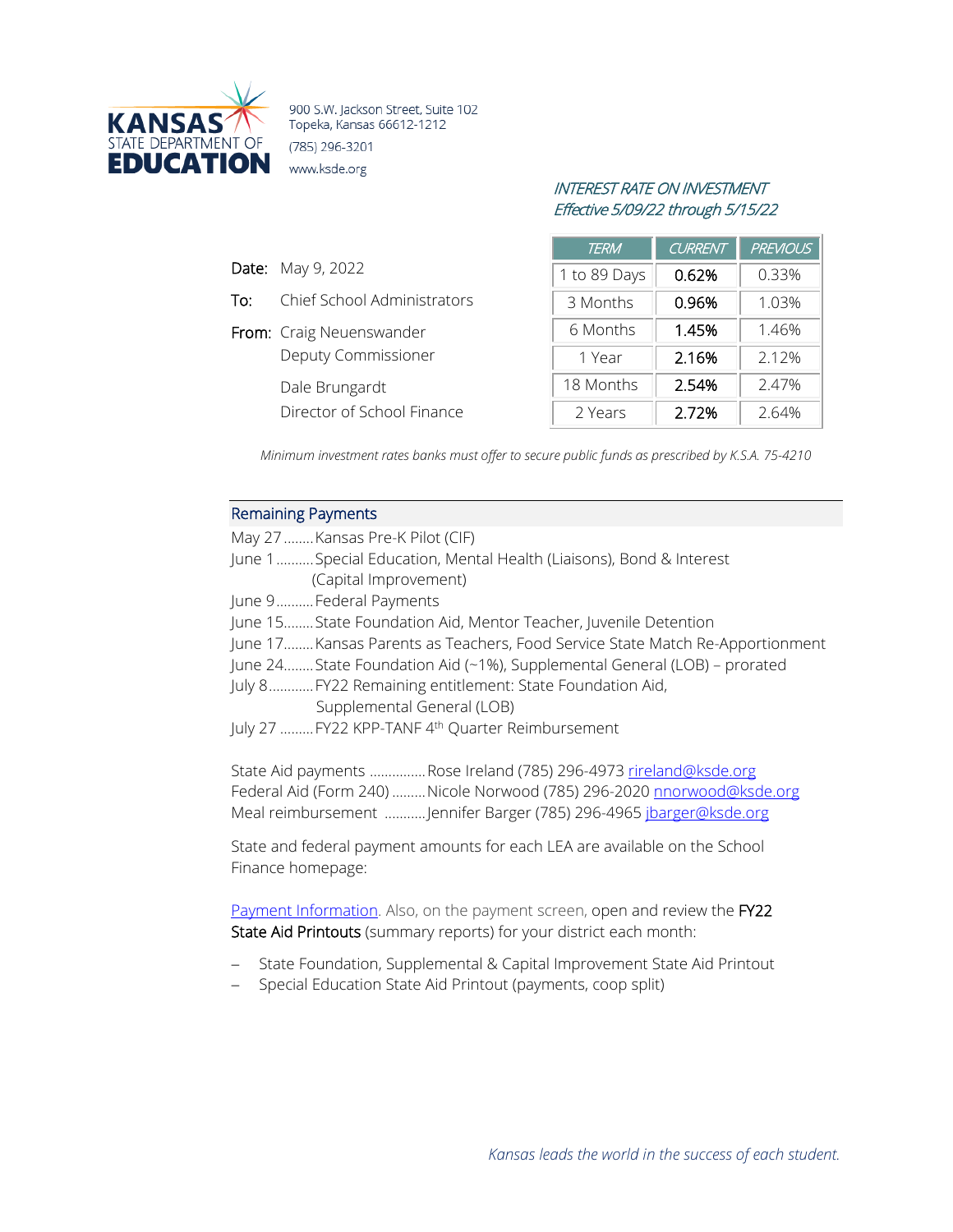KANSAS STATE DEPARTMENT OF EDUCATION

900 S.W. Jackson Street, Suite 102
Topeka, Kansas 66612-1212
(785) 296-3201
www.ksde.org

*INTEREST RATE ON INVESTMENT*
*Effective 5/09/22 through 5/15/22*

| TERM | CURRENT | PREVIOUS |
|---|---|---|
| 1 to 89 Days | **0.62%** | 0.33% |
| 3 Months | **0.96%** | 1.03% |
| 6 Months | **1.45%** | 1.46% |
| 1 Year | **2.16%** | 2.12% |
| 18 Months | **2.54%** | 2.47% |
| 2 Years | **2.72%** | 2.64% |

*Minimum investment rates banks must offer to secure public funds as prescribed by K.S.A. 75-4210*

**Date:** May 9, 2022

**To:** Chief School Administrators

**From:** Craig Neuenswander
Deputy Commissioner

Dale Brungardt
Director of School Finance

## Remaining Payments

May 27........Kansas Pre-K Pilot (CIF)
June 1..........Special Education, Mental Health (Liaisons), Bond & Interest (Capital Improvement)
June 9..........Federal Payments
June 15........State Foundation Aid, Mentor Teacher, Juvenile Detention
June 17........Kansas Parents as Teachers, Food Service State Match Re-Apportionment
June 24........State Foundation Aid (~1%), Supplemental General (LOB) – prorated
July 8...........FY22 Remaining entitlement: State Foundation Aid, Supplemental General (LOB)
July 27 .........FY22 KPP-TANF 4th Quarter Reimbursement

State Aid payments ...............Rose Ireland (785) 296-4973 rireland@ksde.org
Federal Aid (Form 240) .........Nicole Norwood (785) 296-2020 nnorwood@ksde.org
Meal reimbursement ...........Jennifer Barger (785) 296-4965 jbarger@ksde.org

State and federal payment amounts for each LEA are available on the School Finance homepage:

Payment Information. Also, on the payment screen, open and review the **FY22 State Aid Printouts** (summary reports) for your district each month:

- State Foundation, Supplemental & Capital Improvement State Aid Printout
- Special Education State Aid Printout (payments, coop split)

*Kansas leads the world in the success of each student.*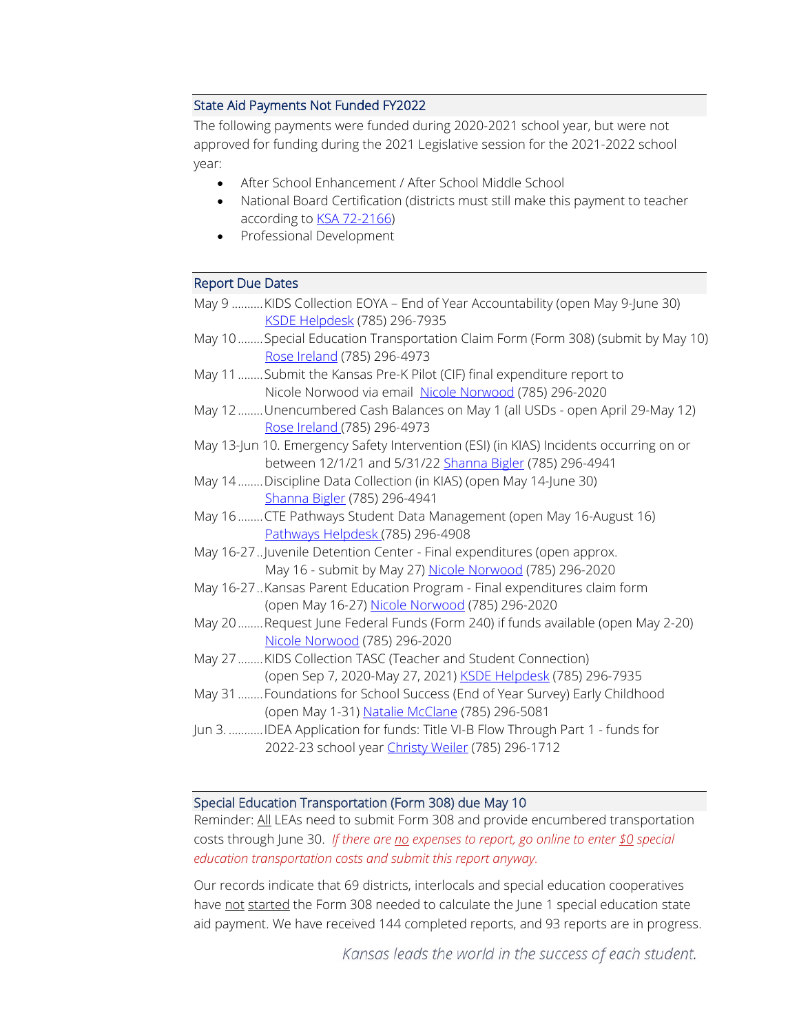## State Aid Payments Not Funded FY2022

The following payments were funded during 2020-2021 school year, but were not approved for funding during the 2021 Legislative session for the 2021-2022 school year:

- After School Enhancement / After School Middle School
- National Board Certification (districts must still make this payment to teacher according to KSA 72-2166)
- Professional Development

## Report Due Dates

May 9 .......... KIDS Collection EOYA – End of Year Accountability (open May 9-June 30) KSDE Helpdesk (785) 296-7935

May 10 ........ Special Education Transportation Claim Form (Form 308) (submit by May 10) Rose Ireland (785) 296-4973

May 11 ........ Submit the Kansas Pre-K Pilot (CIF) final expenditure report to Nicole Norwood via email Nicole Norwood (785) 296-2020

May 12 ........ Unencumbered Cash Balances on May 1 (all USDs - open April 29-May 12) Rose Ireland (785) 296-4973

May 13-Jun 10. Emergency Safety Intervention (ESI) (in KIAS) Incidents occurring on or between 12/1/21 and 5/31/22 Shanna Bigler (785) 296-4941

May 14 ........ Discipline Data Collection (in KIAS) (open May 14-June 30) Shanna Bigler (785) 296-4941

May 16 ........ CTE Pathways Student Data Management (open May 16-August 16) Pathways Helpdesk (785) 296-4908

May 16-27 .. Juvenile Detention Center - Final expenditures (open approx. May 16 - submit by May 27) Nicole Norwood (785) 296-2020

May 16-27 .. Kansas Parent Education Program - Final expenditures claim form (open May 16-27) Nicole Norwood (785) 296-2020

May 20 ........ Request June Federal Funds (Form 240) if funds available (open May 2-20) Nicole Norwood (785) 296-2020

May 27 ........ KIDS Collection TASC (Teacher and Student Connection) (open Sep 7, 2020-May 27, 2021) KSDE Helpdesk (785) 296-7935

May 31 ........ Foundations for School Success (End of Year Survey) Early Childhood (open May 1-31) Natalie McClane (785) 296-5081

Jun 3. ........... IDEA Application for funds: Title VI-B Flow Through Part 1 - funds for 2022-23 school year Christy Weiler (785) 296-1712

## Special Education Transportation (Form 308) due May 10

Reminder: All LEAs need to submit Form 308 and provide encumbered transportation costs through June 30. *If there are no expenses to report, go online to enter $0 special education transportation costs and submit this report anyway.*

Our records indicate that 69 districts, interlocals and special education cooperatives have not started the Form 308 needed to calculate the June 1 special education state aid payment. We have received 144 completed reports, and 93 reports are in progress.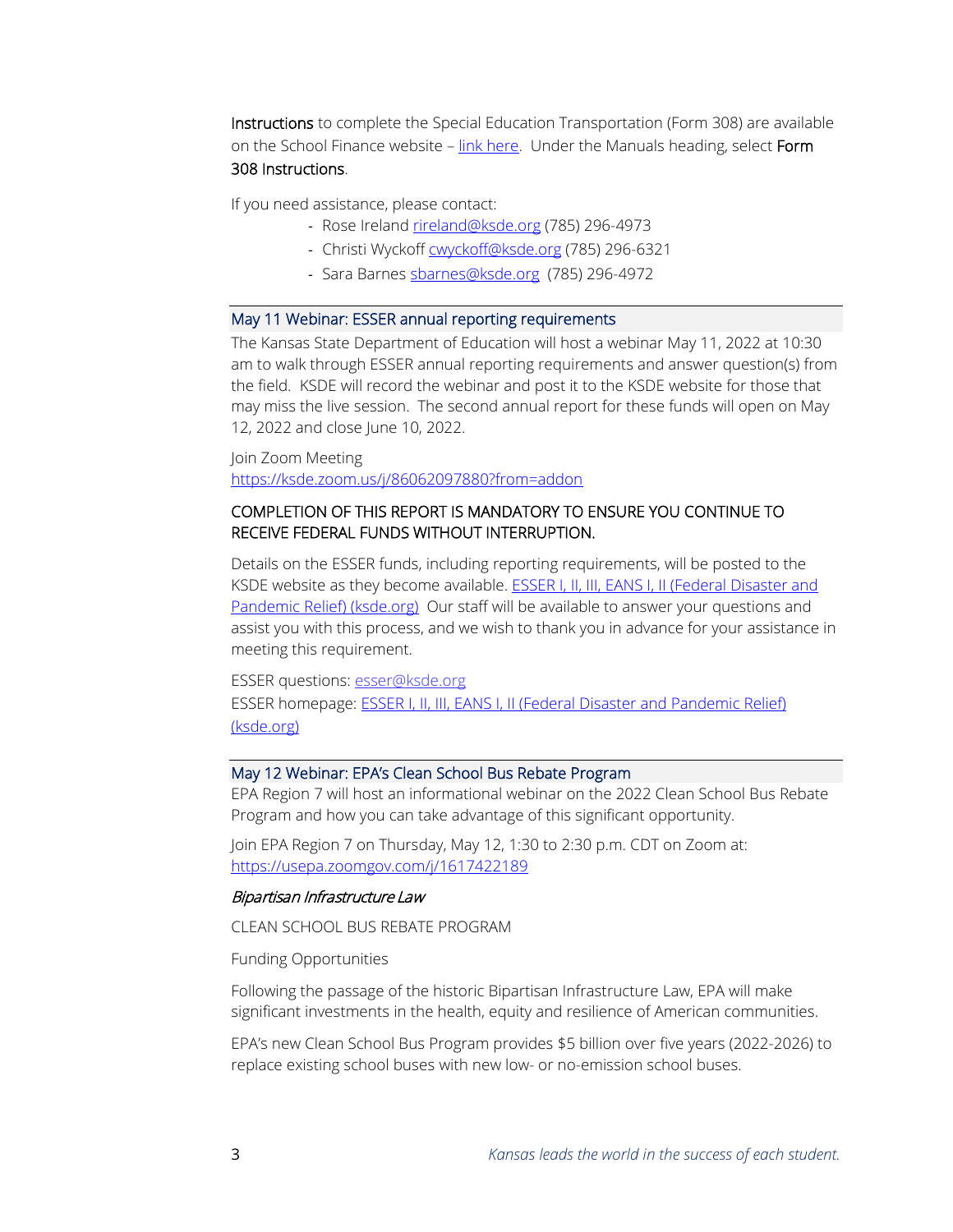**Instructions** to complete the Special Education Transportation (Form 308) are available on the School Finance website – [link here](). Under the Manuals heading, select **Form 308 Instructions**.

If you need assistance, please contact:

- Rose Ireland rireland@ksde.org (785) 296-4973
- Christi Wyckoff cwyckoff@ksde.org (785) 296-6321
- Sara Barnes sbarnes@ksde.org (785) 296-4972

## May 11 Webinar: ESSER annual reporting requirements

The Kansas State Department of Education will host a webinar May 11, 2022 at 10:30 am to walk through ESSER annual reporting requirements and answer question(s) from the field. KSDE will record the webinar and post it to the KSDE website for those that may miss the live session. The second annual report for these funds will open on May 12, 2022 and close June 10, 2022.

Join Zoom Meeting
https://ksde.zoom.us/j/86062097880?from=addon

COMPLETION OF THIS REPORT IS MANDATORY TO ENSURE YOU CONTINUE TO RECEIVE FEDERAL FUNDS WITHOUT INTERRUPTION.

Details on the ESSER funds, including reporting requirements, will be posted to the KSDE website as they become available. ESSER I, II, III, EANS I, II (Federal Disaster and Pandemic Relief) (ksde.org) Our staff will be available to answer your questions and assist you with this process, and we wish to thank you in advance for your assistance in meeting this requirement.

ESSER questions: esser@ksde.org
ESSER homepage: ESSER I, II, III, EANS I, II (Federal Disaster and Pandemic Relief) (ksde.org)

## May 12 Webinar: EPA's Clean School Bus Rebate Program

EPA Region 7 will host an informational webinar on the 2022 Clean School Bus Rebate Program and how you can take advantage of this significant opportunity.

Join EPA Region 7 on Thursday, May 12, 1:30 to 2:30 p.m. CDT on Zoom at:
https://usepa.zoomgov.com/j/1617422189

*Bipartisan Infrastructure Law*

CLEAN SCHOOL BUS REBATE PROGRAM

Funding Opportunities

Following the passage of the historic Bipartisan Infrastructure Law, EPA will make significant investments in the health, equity and resilience of American communities.

EPA's new Clean School Bus Program provides $5 billion over five years (2022-2026) to replace existing school buses with new low- or no-emission school buses.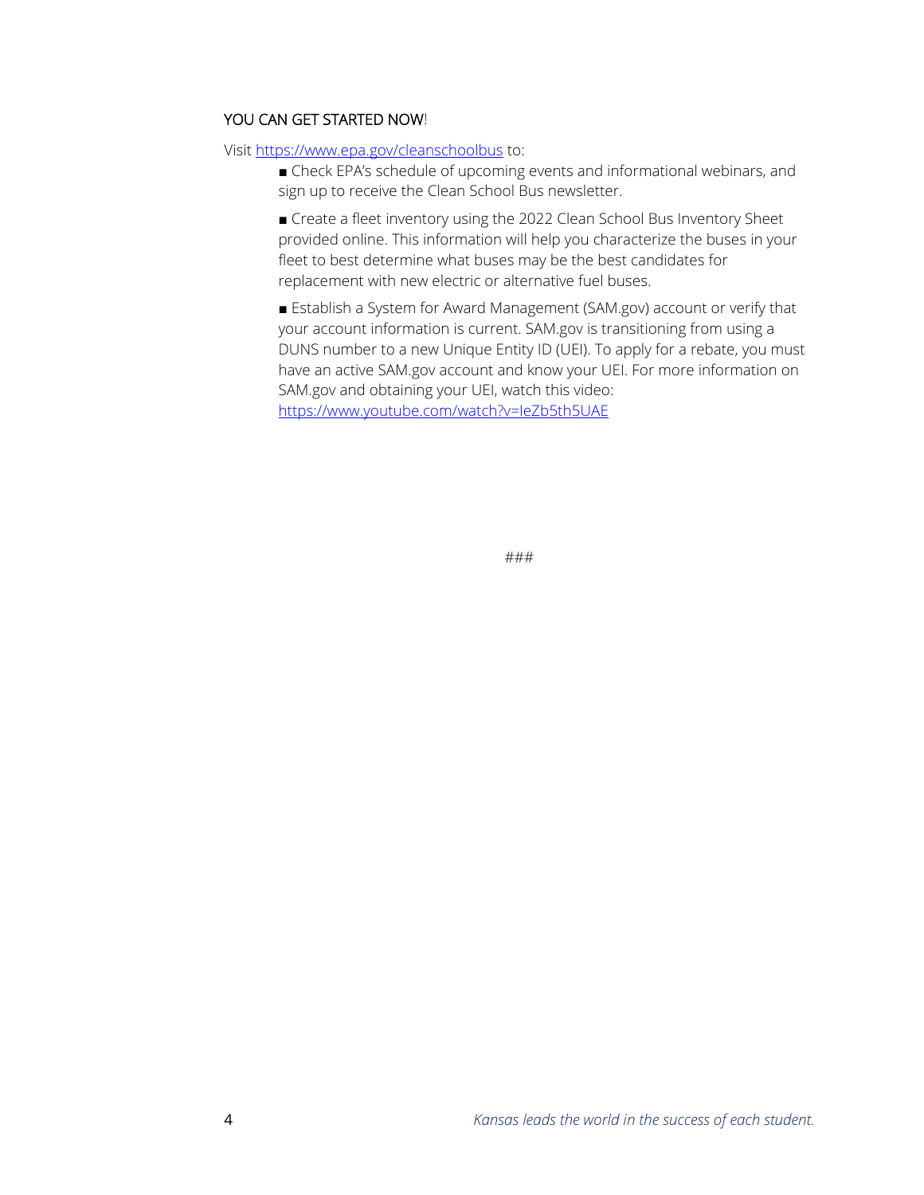YOU CAN GET STARTED NOW!

Visit [https://www.epa.gov/cleanschoolbus](https://www.epa.gov/cleanschoolbus) to:

- Check EPA's schedule of upcoming events and informational webinars, and sign up to receive the Clean School Bus newsletter.
- Create a fleet inventory using the 2022 Clean School Bus Inventory Sheet provided online. This information will help you characterize the buses in your fleet to best determine what buses may be the best candidates for replacement with new electric or alternative fuel buses.
- Establish a System for Award Management (SAM.gov) account or verify that your account information is current. SAM.gov is transitioning from using a DUNS number to a new Unique Entity ID (UEI). To apply for a rebate, you must have an active SAM.gov account and know your UEI. For more information on SAM.gov and obtaining your UEI, watch this video: [https://www.youtube.com/watch?v=IeZb5th5UAE](https://www.youtube.com/watch?v=IeZb5th5UAE)

###

*Kansas leads the world in the success of each student.*